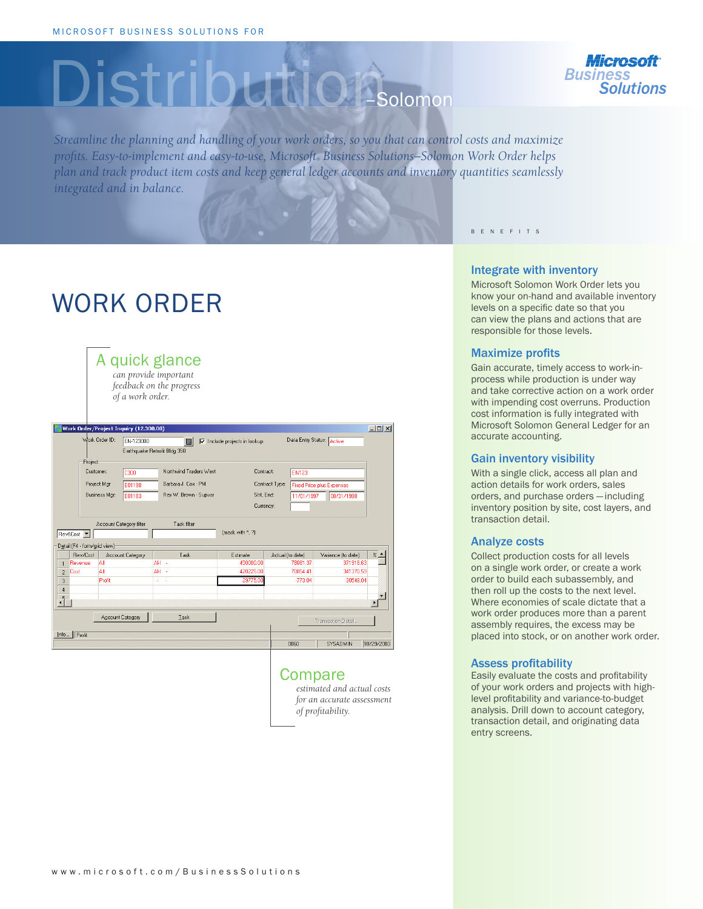MICROSOFT BUSINESS SOLUTIONS FOR

# Distribution–Solomon

*Streamline the planning and handling of your work orders, so you that can control costs and maximize profits. Easy-to-implement and easy-to-use, Microsoft® Business Solutions–Solomon Work Order helps plan and track product item costs and keep general ledger accounts and inventory quantities seamlessly integrated and in balance.*

## WORK ORDER

### A quick glance

*can provide important feedback on the progress of a work order.*

### Compare

*estimated and actual costs for an accurate assessment of profitability.*

BENEFITS

### Integrate with inventory

Microsoft Solomon Work Order lets you know your on-hand and available inventory levels on a specific date so that you can view the plans and actions that are responsible for those levels.

### Maximize profits

Gain accurate, timely access to work-in-process while production is under way and take corrective action on a work order with impending cost overruns. Production cost information is fully integrated with Microsoft Solomon General Ledger for an accurate accounting.

### Gain inventory visibility

With a single click, access all plan and action details for work orders, sales orders, and purchase orders—including inventory position by site, cost layers, and transaction detail.

### Analyze costs

Collect production costs for all levels on a single work order, or create a work order to build each subassembly, and then roll up the costs to the next level. Where economies of scale dictate that a work order produces more than a parent assembly requires, the excess may be placed into stock, or on another work order.

### Assess profitability

Easily evaluate the costs and profitability of your work orders and projects with high-level profitability and variance-to-budget analysis. Drill down to account category, transaction detail, and originating data entry screens.

www.microsoft.com/BusinessSolutions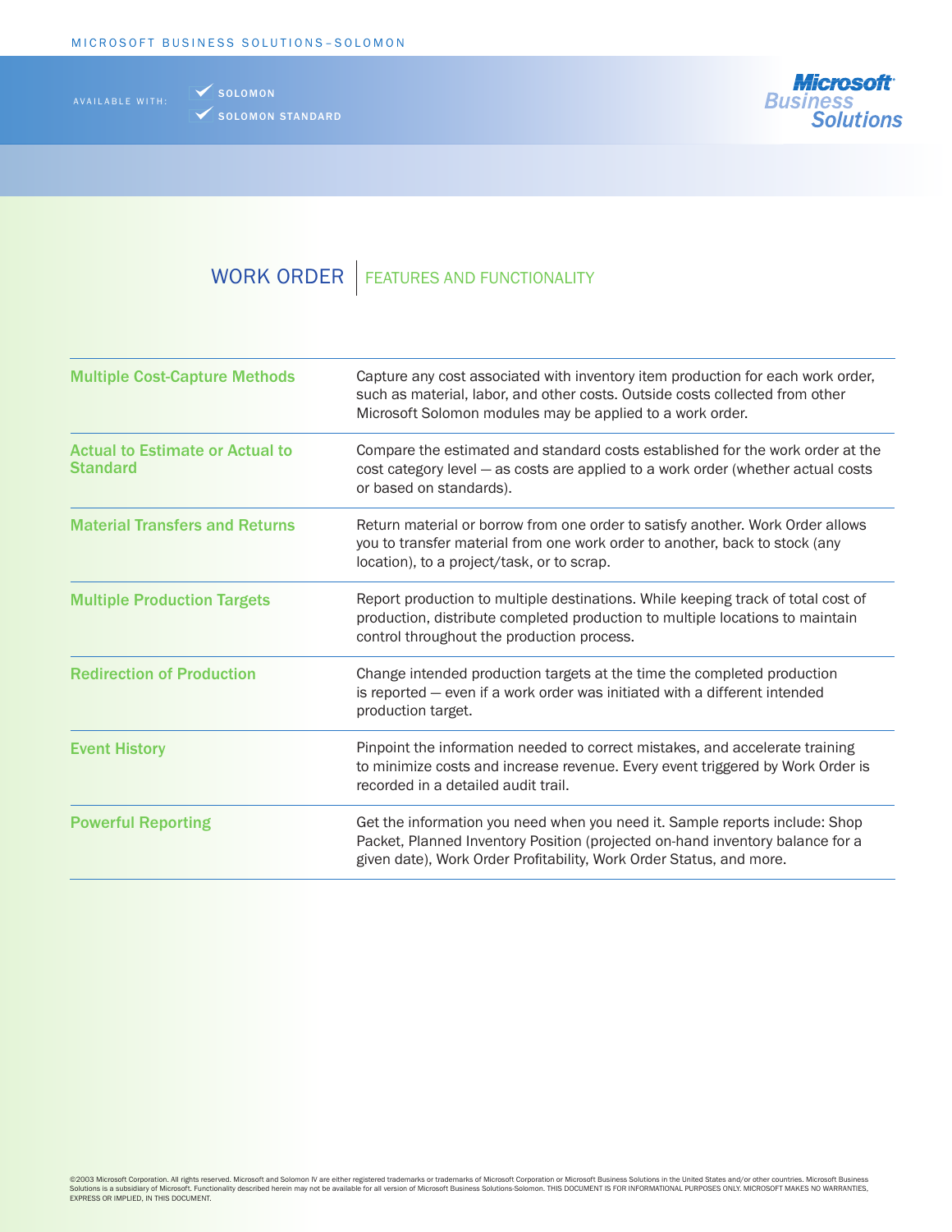MICROSOFT BUSINESS SOLUTIONS–SOLOMON

AVAILABLE WITH:

- SOLOMON
- SOLOMON STANDARD

Microsoft Business Solutions

# WORK ORDER | FEATURES AND FUNCTIONALITY

| | |
|---|---|
| **Multiple Cost-Capture Methods** | Capture any cost associated with inventory item production for each work order, such as material, labor, and other costs. Outside costs collected from other Microsoft Solomon modules may be applied to a work order. |
| **Actual to Estimate or Actual to Standard** | Compare the estimated and standard costs established for the work order at the cost category level — as costs are applied to a work order (whether actual costs or based on standards). |
| **Material Transfers and Returns** | Return material or borrow from one order to satisfy another. Work Order allows you to transfer material from one work order to another, back to stock (any location), to a project/task, or to scrap. |
| **Multiple Production Targets** | Report production to multiple destinations. While keeping track of total cost of production, distribute completed production to multiple locations to maintain control throughout the production process. |
| **Redirection of Production** | Change intended production targets at the time the completed production is reported — even if a work order was initiated with a different intended production target. |
| **Event History** | Pinpoint the information needed to correct mistakes, and accelerate training to minimize costs and increase revenue. Every event triggered by Work Order is recorded in a detailed audit trail. |
| **Powerful Reporting** | Get the information you need when you need it. Sample reports include: Shop Packet, Planned Inventory Position (projected on-hand inventory balance for a given date), Work Order Profitability, Work Order Status, and more. |

©2003 Microsoft Corporation. All rights reserved. Microsoft and Solomon IV are either registered trademarks or trademarks of Microsoft Corporation or Microsoft Business Solutions in the United States and/or other countries. Microsoft Business Solutions is a subsidiary of Microsoft. Functionality described herein may not be available for all version of Microsoft Business Solutions-Solomon. THIS DOCUMENT IS FOR INFORMATIONAL PURPOSES ONLY. MICROSOFT MAKES NO WARRANTIES, EXPRESS OR IMPLIED, IN THIS DOCUMENT.